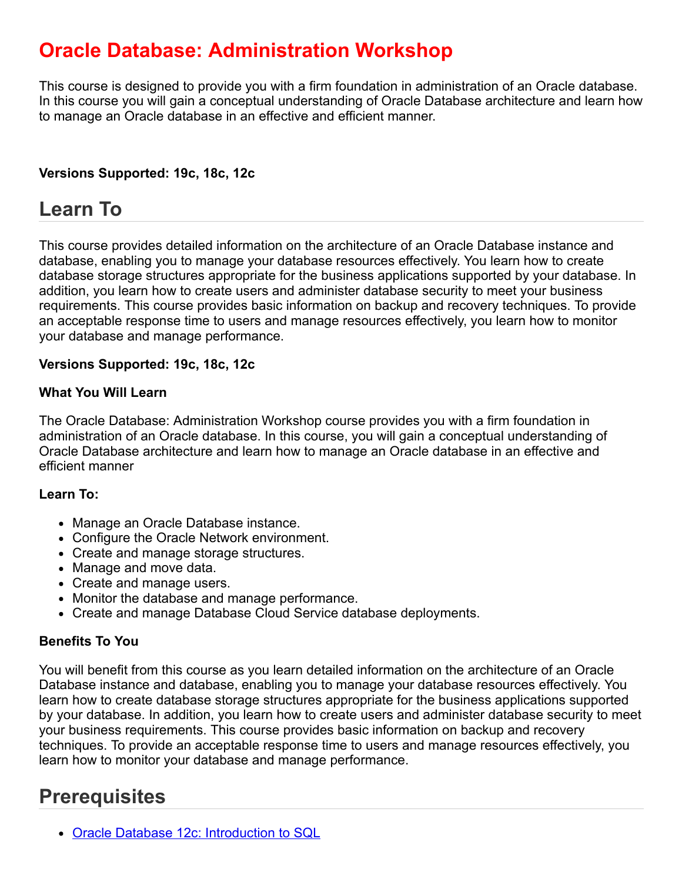# Oracle Database: Administration Workshop

This course is designed to provide you with a firm foundation in administration of an Oracle database. In this course you will gain a conceptual understanding of Oracle Database architecture and learn how to manage an Oracle database in an effective and efficient manner.

**Versions Supported: 19c, 18c, 12c**

## Learn To

This course provides detailed information on the architecture of an Oracle Database instance and database, enabling you to manage your database resources effectively. You learn how to create database storage structures appropriate for the business applications supported by your database. In addition, you learn how to create users and administer database security to meet your business requirements. This course provides basic information on backup and recovery techniques. To provide an acceptable response time to users and manage resources effectively, you learn how to monitor your database and manage performance.

**Versions Supported: 19c, 18c, 12c**

**What You Will Learn**

The Oracle Database: Administration Workshop course provides you with a firm foundation in administration of an Oracle database. In this course, you will gain a conceptual understanding of Oracle Database architecture and learn how to manage an Oracle database in an effective and efficient manner

**Learn To:**

- Manage an Oracle Database instance.
- Configure the Oracle Network environment.
- Create and manage storage structures.
- Manage and move data.
- Create and manage users.
- Monitor the database and manage performance.
- Create and manage Database Cloud Service database deployments.

**Benefits To You**

You will benefit from this course as you learn detailed information on the architecture of an Oracle Database instance and database, enabling you to manage your database resources effectively. You learn how to create database storage structures appropriate for the business applications supported by your database. In addition, you learn how to create users and administer database security to meet your business requirements. This course provides basic information on backup and recovery techniques. To provide an acceptable response time to users and manage resources effectively, you learn how to monitor your database and manage performance.

## Prerequisites

- Oracle Database 12c: Introduction to SQL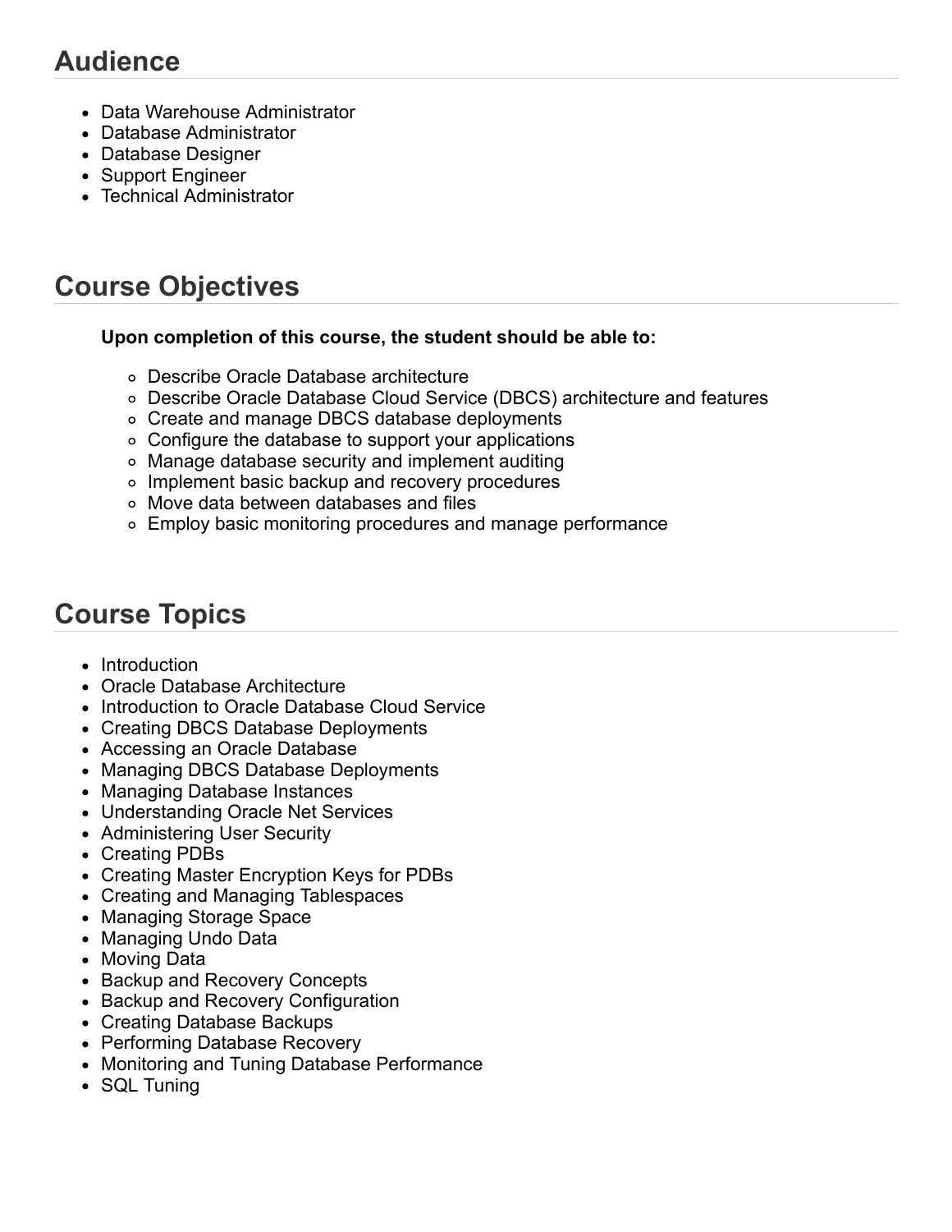## Audience

- Data Warehouse Administrator
- Database Administrator
- Database Designer
- Support Engineer
- Technical Administrator

## Course Objectives

**Upon completion of this course, the student should be able to:**

- Describe Oracle Database architecture
- Describe Oracle Database Cloud Service (DBCS) architecture and features
- Create and manage DBCS database deployments
- Configure the database to support your applications
- Manage database security and implement auditing
- Implement basic backup and recovery procedures
- Move data between databases and files
- Employ basic monitoring procedures and manage performance

## Course Topics

- Introduction
- Oracle Database Architecture
- Introduction to Oracle Database Cloud Service
- Creating DBCS Database Deployments
- Accessing an Oracle Database
- Managing DBCS Database Deployments
- Managing Database Instances
- Understanding Oracle Net Services
- Administering User Security
- Creating PDBs
- Creating Master Encryption Keys for PDBs
- Creating and Managing Tablespaces
- Managing Storage Space
- Managing Undo Data
- Moving Data
- Backup and Recovery Concepts
- Backup and Recovery Configuration
- Creating Database Backups
- Performing Database Recovery
- Monitoring and Tuning Database Performance
- SQL Tuning